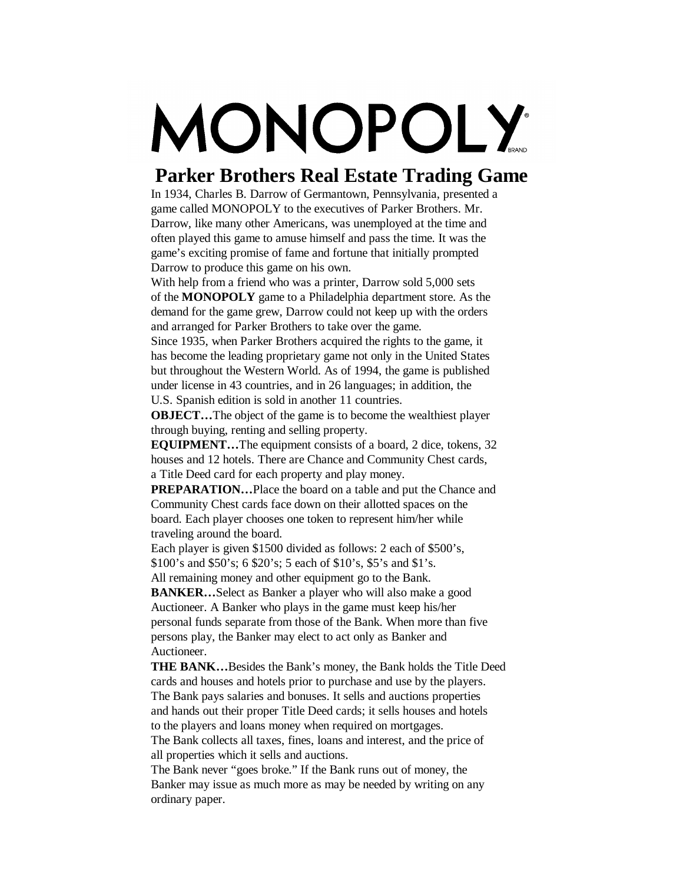# MONOPOLY®

BRAND

## Parker Brothers Real Estate Trading Game

In 1934, Charles B. Darrow of Germantown, Pennsylvania, presented a game called MONOPOLY to the executives of Parker Brothers. Mr. Darrow, like many other Americans, was unemployed at the time and often played this game to amuse himself and pass the time. It was the game's exciting promise of fame and fortune that initially prompted Darrow to produce this game on his own.

With help from a friend who was a printer, Darrow sold 5,000 sets of the **MONOPOLY** game to a Philadelphia department store. As the demand for the game grew, Darrow could not keep up with the orders and arranged for Parker Brothers to take over the game.

Since 1935, when Parker Brothers acquired the rights to the game, it has become the leading proprietary game not only in the United States but throughout the Western World. As of 1994, the game is published under license in 43 countries, and in 26 languages; in addition, the U.S. Spanish edition is sold in another 11 countries.

**OBJECT…**The object of the game is to become the wealthiest player through buying, renting and selling property.

**EQUIPMENT…**The equipment consists of a board, 2 dice, tokens, 32 houses and 12 hotels. There are Chance and Community Chest cards, a Title Deed card for each property and play money.

**PREPARATION…**Place the board on a table and put the Chance and Community Chest cards face down on their allotted spaces on the board. Each player chooses one token to represent him/her while traveling around the board.

Each player is given $1500 divided as follows: 2 each of $500's, $100's and $50's; 6 $20's; 5 each of $10's, $5's and $1's.

All remaining money and other equipment go to the Bank.

**BANKER…**Select as Banker a player who will also make a good Auctioneer. A Banker who plays in the game must keep his/her personal funds separate from those of the Bank. When more than five persons play, the Banker may elect to act only as Banker and Auctioneer.

**THE BANK…**Besides the Bank's money, the Bank holds the Title Deed cards and houses and hotels prior to purchase and use by the players. The Bank pays salaries and bonuses. It sells and auctions properties and hands out their proper Title Deed cards; it sells houses and hotels to the players and loans money when required on mortgages.

The Bank collects all taxes, fines, loans and interest, and the price of all properties which it sells and auctions.

The Bank never "goes broke." If the Bank runs out of money, the Banker may issue as much more as may be needed by writing on any ordinary paper.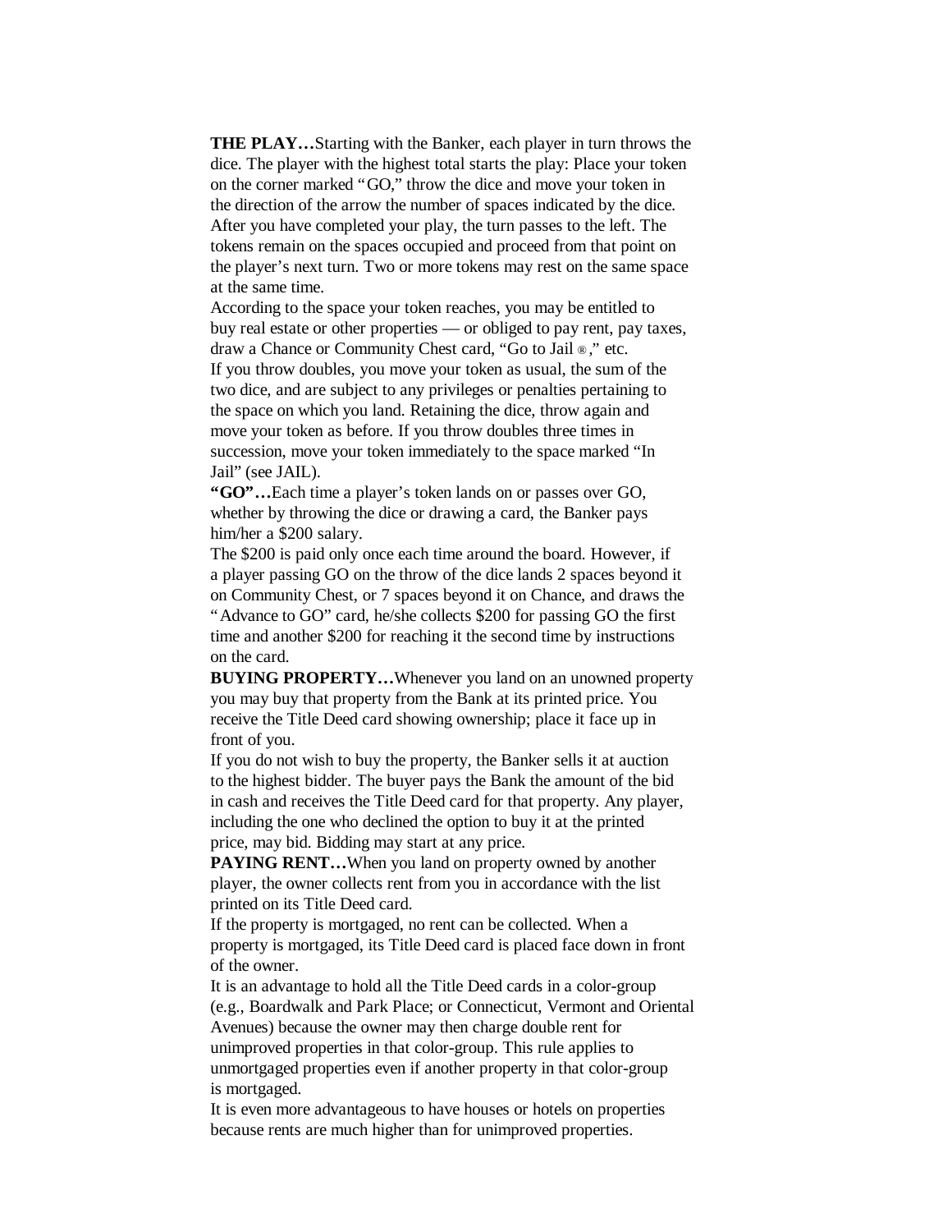**THE PLAY…**Starting with the Banker, each player in turn throws the dice. The player with the highest total starts the play: Place your token on the corner marked "GO," throw the dice and move your token in the direction of the arrow the number of spaces indicated by the dice. After you have completed your play, the turn passes to the left. The tokens remain on the spaces occupied and proceed from that point on the player's next turn. Two or more tokens may rest on the same space at the same time.

According to the space your token reaches, you may be entitled to buy real estate or other properties — or obliged to pay rent, pay taxes, draw a Chance or Community Chest card, "Go to Jail ®," etc.

If you throw doubles, you move your token as usual, the sum of the two dice, and are subject to any privileges or penalties pertaining to the space on which you land. Retaining the dice, throw again and move your token as before. If you throw doubles three times in succession, move your token immediately to the space marked "In Jail" (see JAIL).

**"GO"…**Each time a player's token lands on or passes over GO, whether by throwing the dice or drawing a card, the Banker pays him/her a $200 salary.

The $200 is paid only once each time around the board. However, if a player passing GO on the throw of the dice lands 2 spaces beyond it on Community Chest, or 7 spaces beyond it on Chance, and draws the "Advance to GO" card, he/she collects $200 for passing GO the first time and another $200 for reaching it the second time by instructions on the card.

**BUYING PROPERTY…**Whenever you land on an unowned property you may buy that property from the Bank at its printed price. You receive the Title Deed card showing ownership; place it face up in front of you.

If you do not wish to buy the property, the Banker sells it at auction to the highest bidder. The buyer pays the Bank the amount of the bid in cash and receives the Title Deed card for that property. Any player, including the one who declined the option to buy it at the printed price, may bid. Bidding may start at any price.

**PAYING RENT…**When you land on property owned by another player, the owner collects rent from you in accordance with the list printed on its Title Deed card.

If the property is mortgaged, no rent can be collected. When a property is mortgaged, its Title Deed card is placed face down in front of the owner.

It is an advantage to hold all the Title Deed cards in a color-group (e.g., Boardwalk and Park Place; or Connecticut, Vermont and Oriental Avenues) because the owner may then charge double rent for unimproved properties in that color-group. This rule applies to unmortgaged properties even if another property in that color-group is mortgaged.

It is even more advantageous to have houses or hotels on properties because rents are much higher than for unimproved properties.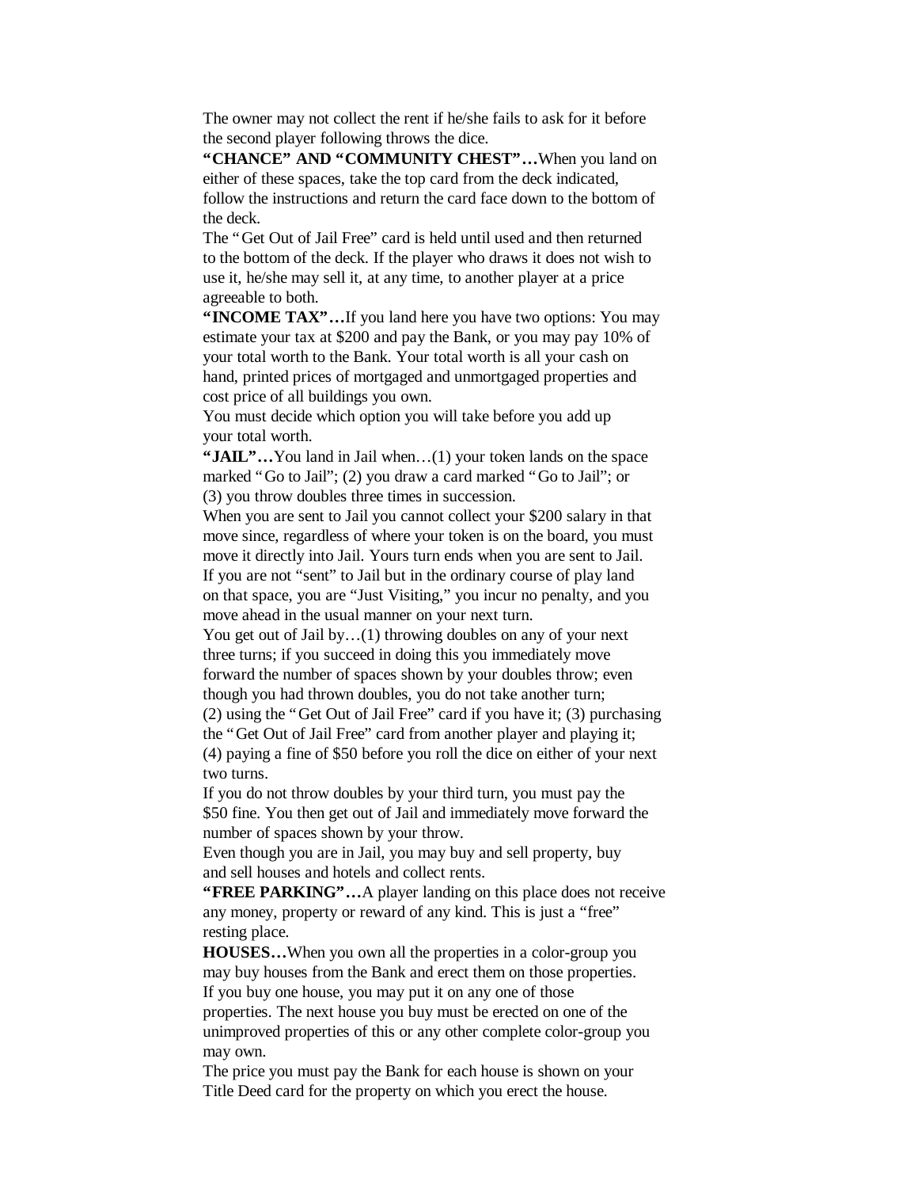The owner may not collect the rent if he/she fails to ask for it before the second player following throws the dice.

**"CHANCE" AND "COMMUNITY CHEST"…**When you land on either of these spaces, take the top card from the deck indicated, follow the instructions and return the card face down to the bottom of the deck.

The "Get Out of Jail Free" card is held until used and then returned to the bottom of the deck. If the player who draws it does not wish to use it, he/she may sell it, at any time, to another player at a price agreeable to both.

**"INCOME TAX"…**If you land here you have two options: You may estimate your tax at $200 and pay the Bank, or you may pay 10% of your total worth to the Bank. Your total worth is all your cash on hand, printed prices of mortgaged and unmortgaged properties and cost price of all buildings you own.

You must decide which option you will take before you add up your total worth.

**"JAIL"…**You land in Jail when…(1) your token lands on the space marked "Go to Jail"; (2) you draw a card marked "Go to Jail"; or (3) you throw doubles three times in succession.

When you are sent to Jail you cannot collect your $200 salary in that move since, regardless of where your token is on the board, you must move it directly into Jail. Yours turn ends when you are sent to Jail.

If you are not "sent" to Jail but in the ordinary course of play land on that space, you are "Just Visiting," you incur no penalty, and you move ahead in the usual manner on your next turn.

You get out of Jail by…(1) throwing doubles on any of your next three turns; if you succeed in doing this you immediately move forward the number of spaces shown by your doubles throw; even though you had thrown doubles, you do not take another turn; (2) using the "Get Out of Jail Free" card if you have it; (3) purchasing the "Get Out of Jail Free" card from another player and playing it; (4) paying a fine of $50 before you roll the dice on either of your next two turns.

If you do not throw doubles by your third turn, you must pay the $50 fine. You then get out of Jail and immediately move forward the number of spaces shown by your throw.

Even though you are in Jail, you may buy and sell property, buy and sell houses and hotels and collect rents.

**"FREE PARKING"…**A player landing on this place does not receive any money, property or reward of any kind. This is just a "free" resting place.

**HOUSES…**When you own all the properties in a color-group you may buy houses from the Bank and erect them on those properties.

If you buy one house, you may put it on any one of those properties. The next house you buy must be erected on one of the unimproved properties of this or any other complete color-group you may own.

The price you must pay the Bank for each house is shown on your Title Deed card for the property on which you erect the house.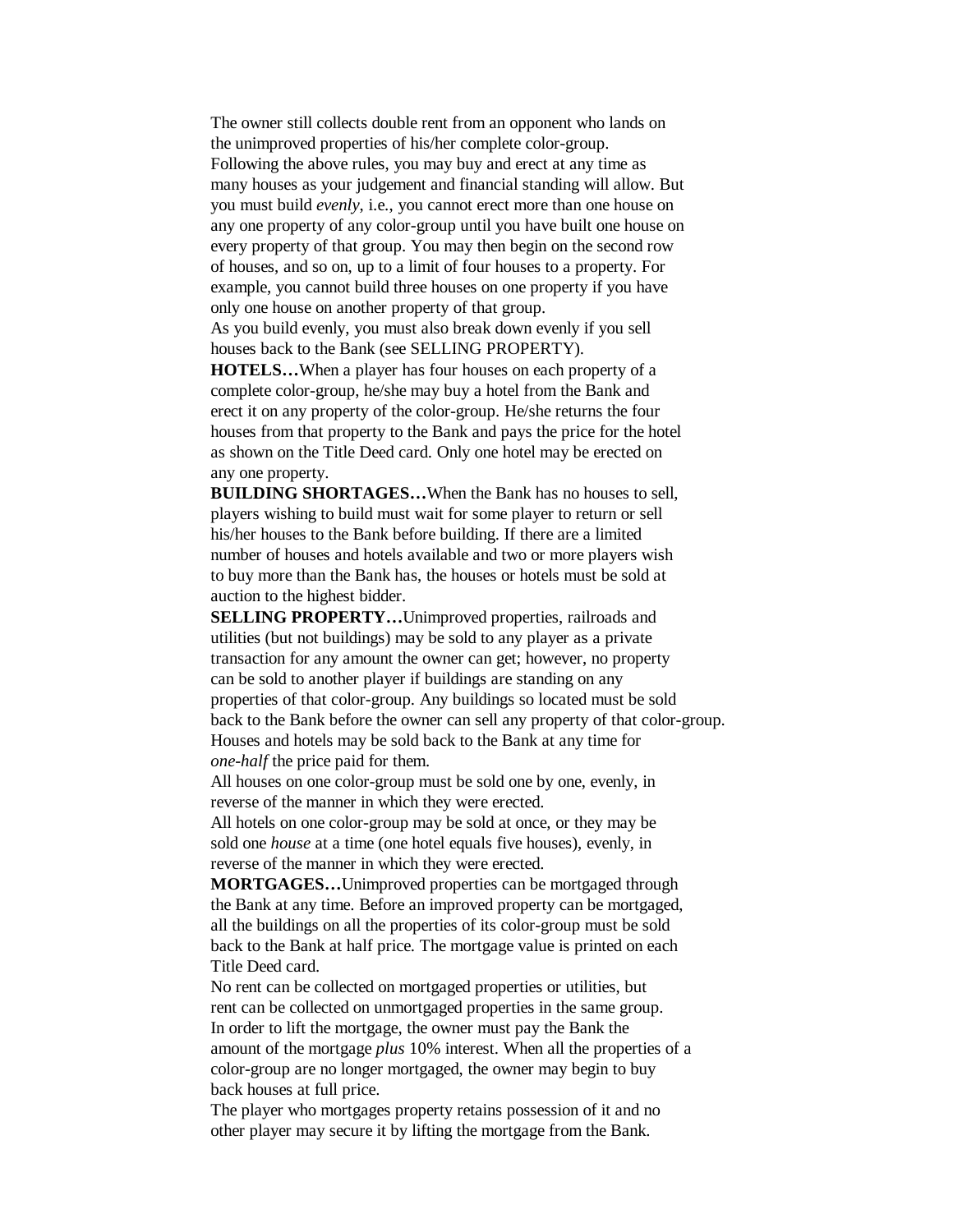The owner still collects double rent from an opponent who lands on the unimproved properties of his/her complete color-group.

Following the above rules, you may buy and erect at any time as many houses as your judgement and financial standing will allow. But you must build *evenly*, i.e., you cannot erect more than one house on any one property of any color-group until you have built one house on every property of that group. You may then begin on the second row of houses, and so on, up to a limit of four houses to a property. For example, you cannot build three houses on one property if you have only one house on another property of that group.

As you build evenly, you must also break down evenly if you sell houses back to the Bank (see SELLING PROPERTY).

**HOTELS…**When a player has four houses on each property of a complete color-group, he/she may buy a hotel from the Bank and erect it on any property of the color-group. He/she returns the four houses from that property to the Bank and pays the price for the hotel as shown on the Title Deed card. Only one hotel may be erected on any one property.

**BUILDING SHORTAGES…**When the Bank has no houses to sell, players wishing to build must wait for some player to return or sell his/her houses to the Bank before building. If there are a limited number of houses and hotels available and two or more players wish to buy more than the Bank has, the houses or hotels must be sold at auction to the highest bidder.

**SELLING PROPERTY…**Unimproved properties, railroads and utilities (but not buildings) may be sold to any player as a private transaction for any amount the owner can get; however, no property can be sold to another player if buildings are standing on any properties of that color-group. Any buildings so located must be sold back to the Bank before the owner can sell any property of that color-group.

Houses and hotels may be sold back to the Bank at any time for *one-half* the price paid for them.

All houses on one color-group must be sold one by one, evenly, in reverse of the manner in which they were erected.

All hotels on one color-group may be sold at once, or they may be sold one *house* at a time (one hotel equals five houses), evenly, in reverse of the manner in which they were erected.

**MORTGAGES…**Unimproved properties can be mortgaged through the Bank at any time. Before an improved property can be mortgaged, all the buildings on all the properties of its color-group must be sold back to the Bank at half price. The mortgage value is printed on each Title Deed card.

No rent can be collected on mortgaged properties or utilities, but rent can be collected on unmortgaged properties in the same group.

In order to lift the mortgage, the owner must pay the Bank the amount of the mortgage *plus* 10% interest. When all the properties of a color-group are no longer mortgaged, the owner may begin to buy back houses at full price.

The player who mortgages property retains possession of it and no other player may secure it by lifting the mortgage from the Bank.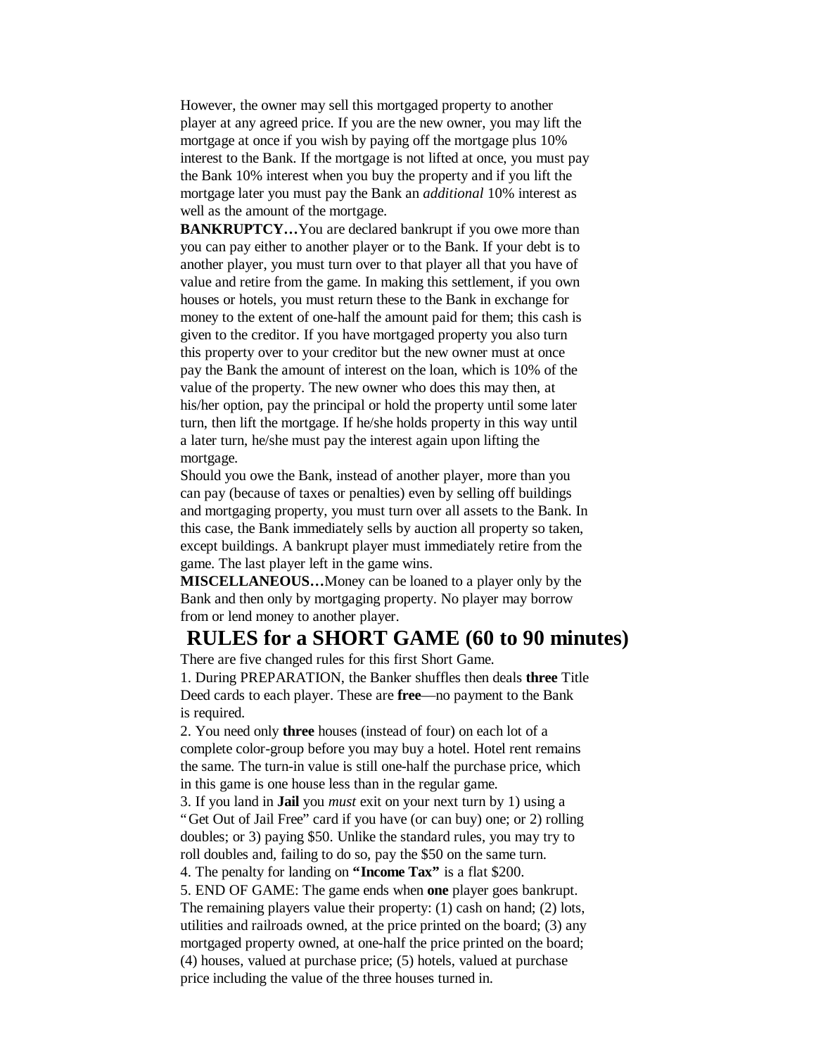However, the owner may sell this mortgaged property to another player at any agreed price. If you are the new owner, you may lift the mortgage at once if you wish by paying off the mortgage plus 10% interest to the Bank. If the mortgage is not lifted at once, you must pay the Bank 10% interest when you buy the property and if you lift the mortgage later you must pay the Bank an *additional* 10% interest as well as the amount of the mortgage.

**BANKRUPTCY…**You are declared bankrupt if you owe more than you can pay either to another player or to the Bank. If your debt is to another player, you must turn over to that player all that you have of value and retire from the game. In making this settlement, if you own houses or hotels, you must return these to the Bank in exchange for money to the extent of one-half the amount paid for them; this cash is given to the creditor. If you have mortgaged property you also turn this property over to your creditor but the new owner must at once pay the Bank the amount of interest on the loan, which is 10% of the value of the property. The new owner who does this may then, at his/her option, pay the principal or hold the property until some later turn, then lift the mortgage. If he/she holds property in this way until a later turn, he/she must pay the interest again upon lifting the mortgage.

Should you owe the Bank, instead of another player, more than you can pay (because of taxes or penalties) even by selling off buildings and mortgaging property, you must turn over all assets to the Bank. In this case, the Bank immediately sells by auction all property so taken, except buildings. A bankrupt player must immediately retire from the game. The last player left in the game wins.

**MISCELLANEOUS…**Money can be loaned to a player only by the Bank and then only by mortgaging property. No player may borrow from or lend money to another player.

## RULES for a SHORT GAME (60 to 90 minutes)

There are five changed rules for this first Short Game.

1. During PREPARATION, the Banker shuffles then deals **three** Title Deed cards to each player. These are **free**—no payment to the Bank is required.
2. You need only **three** houses (instead of four) on each lot of a complete color-group before you may buy a hotel. Hotel rent remains the same. The turn-in value is still one-half the purchase price, which in this game is one house less than in the regular game.
3. If you land in **Jail** you *must* exit on your next turn by 1) using a "Get Out of Jail Free" card if you have (or can buy) one; or 2) rolling doubles; or 3) paying $50. Unlike the standard rules, you may try to roll doubles and, failing to do so, pay the $50 on the same turn.
4. The penalty for landing on **"Income Tax"** is a flat $200.
5. END OF GAME: The game ends when **one** player goes bankrupt. The remaining players value their property: (1) cash on hand; (2) lots, utilities and railroads owned, at the price printed on the board; (3) any mortgaged property owned, at one-half the price printed on the board; (4) houses, valued at purchase price; (5) hotels, valued at purchase price including the value of the three houses turned in.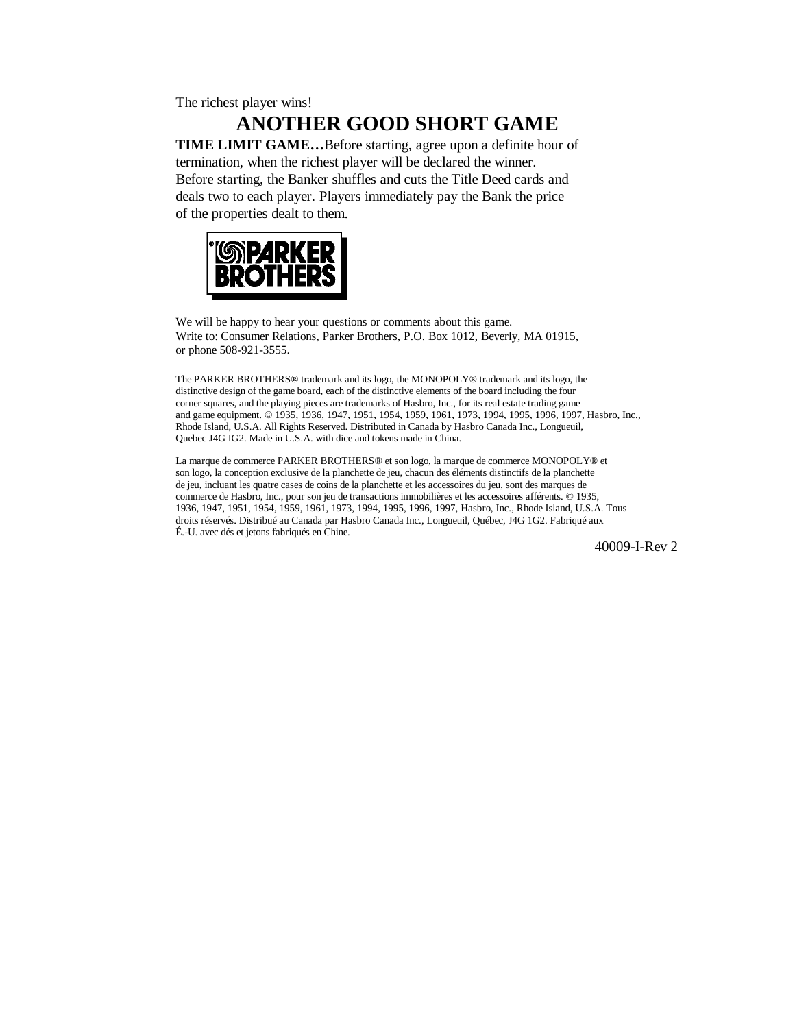The richest player wins!

## ANOTHER GOOD SHORT GAME

**TIME LIMIT GAME…**Before starting, agree upon a definite hour of termination, when the richest player will be declared the winner. Before starting, the Banker shuffles and cuts the Title Deed cards and deals two to each player. Players immediately pay the Bank the price of the properties dealt to them.

PARKER BROTHERS

We will be happy to hear your questions or comments about this game.
Write to: Consumer Relations, Parker Brothers, P.O. Box 1012, Beverly, MA 01915, or phone 508-921-3555.

The PARKER BROTHERS® trademark and its logo, the MONOPOLY® trademark and its logo, the distinctive design of the game board, each of the distinctive elements of the board including the four corner squares, and the playing pieces are trademarks of Hasbro, Inc., for its real estate trading game and game equipment. © 1935, 1936, 1947, 1951, 1954, 1959, 1961, 1973, 1994, 1995, 1996, 1997, Hasbro, Inc., Rhode Island, U.S.A. All Rights Reserved. Distributed in Canada by Hasbro Canada Inc., Longueuil, Quebec J4G IG2. Made in U.S.A. with dice and tokens made in China.

La marque de commerce PARKER BROTHERS® et son logo, la marque de commerce MONOPOLY® et son logo, la conception exclusive de la planchette de jeu, chacun des éléments distinctifs de la planchette de jeu, incluant les quatre cases de coins de la planchette et les accessoires du jeu, sont des marques de commerce de Hasbro, Inc., pour son jeu de transactions immobilières et les accessoires afférents. © 1935, 1936, 1947, 1951, 1954, 1959, 1961, 1973, 1994, 1995, 1996, 1997, Hasbro, Inc., Rhode Island, U.S.A. Tous droits réservés. Distribué au Canada par Hasbro Canada Inc., Longueuil, Québec, J4G 1G2. Fabriqué aux É.-U. avec dés et jetons fabriqués en Chine.

40009-I-Rev 2